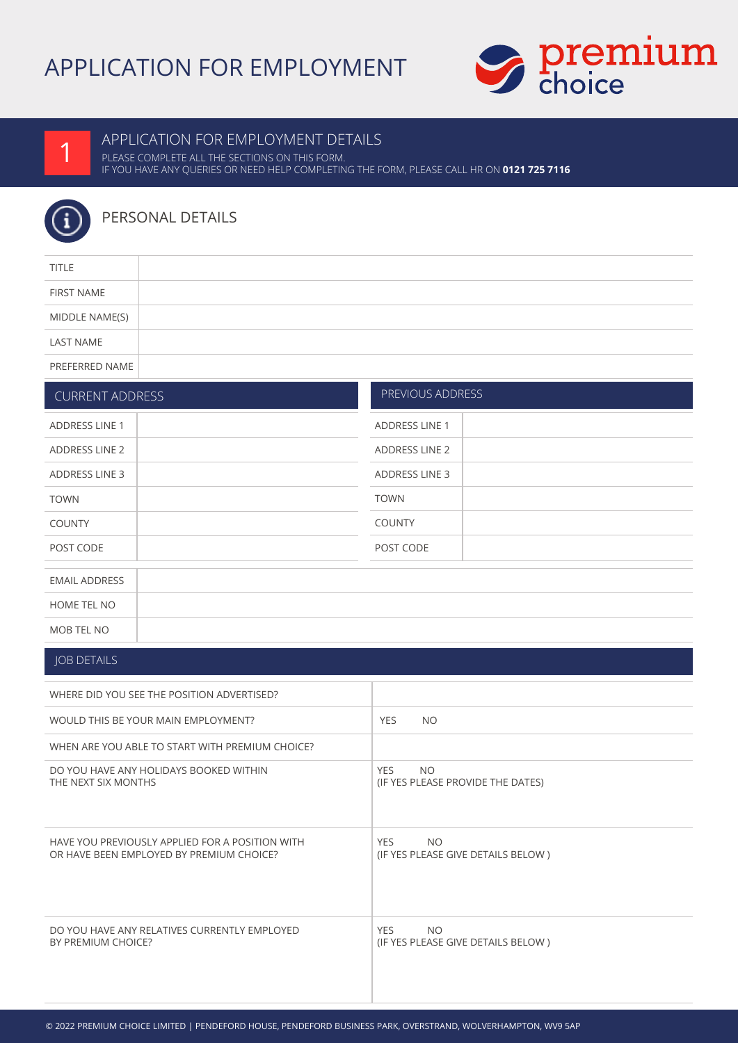# APPLICATION FOR EMPLOYMENT

premium choice

## 1 APPLICATION FOR EMPLOYMENT DETAILS

PLEASE COMPLETE ALL THE SECTIONS ON THIS FORM.
IF YOU HAVE ANY QUERIES OR NEED HELP COMPLETING THE FORM, PLEASE CALL HR ON **0121 725 7116**

### PERSONAL DETAILS

| | |
|---|---|
| TITLE | |
| FIRST NAME | |
| MIDDLE NAME(S) | |
| LAST NAME | |
| PREFERRED NAME | |

| CURRENT ADDRESS | | PREVIOUS ADDRESS | |
|---|---|---|---|
| ADDRESS LINE 1 | | ADDRESS LINE 1 | |
| ADDRESS LINE 2 | | ADDRESS LINE 2 | |
| ADDRESS LINE 3 | | ADDRESS LINE 3 | |
| TOWN | | TOWN | |
| COUNTY | | COUNTY | |
| POST CODE | | POST CODE | |

| | |
|---|---|
| EMAIL ADDRESS | |
| HOME TEL NO | |
| MOB TEL NO | |

### JOB DETAILS

| | |
|---|---|
| WHERE DID YOU SEE THE POSITION ADVERTISED? | |
| WOULD THIS BE YOUR MAIN EMPLOYMENT? | YES NO |
| WHEN ARE YOU ABLE TO START WITH PREMIUM CHOICE? | |
| DO YOU HAVE ANY HOLIDAYS BOOKED WITHIN THE NEXT SIX MONTHS | YES NO (IF YES PLEASE PROVIDE THE DATES) |
| HAVE YOU PREVIOUSLY APPLIED FOR A POSITION WITH OR HAVE BEEN EMPLOYED BY PREMIUM CHOICE? | YES NO (IF YES PLEASE GIVE DETAILS BELOW ) |
| DO YOU HAVE ANY RELATIVES CURRENTLY EMPLOYED BY PREMIUM CHOICE? | YES NO (IF YES PLEASE GIVE DETAILS BELOW ) |

© 2022 PREMIUM CHOICE LIMITED | PENDEFORD HOUSE, PENDEFORD BUSINESS PARK, OVERSTRAND, WOLVERHAMPTON, WV9 5AP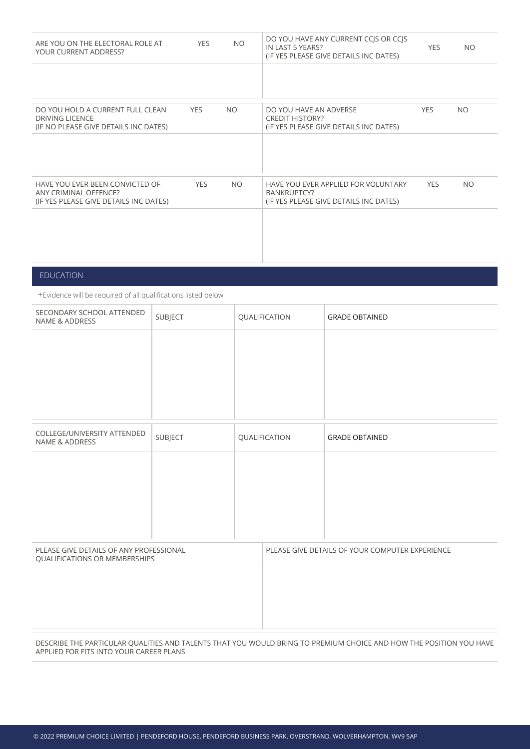| ARE YOU ON THE ELECTORAL ROLE AT YOUR CURRENT ADDRESS? YES NO | DO YOU HAVE ANY CURRENT CCJS OR CCJS IN LAST 5 YEARS? (IF YES PLEASE GIVE DETAILS INC DATES) YES NO |
|---|---|
| | |
| DO YOU HOLD A CURRENT FULL CLEAN DRIVING LICENCE (IF NO PLEASE GIVE DETAILS INC DATES) YES NO | DO YOU HAVE AN ADVERSE CREDIT HISTORY? (IF YES PLEASE GIVE DETAILS INC DATES) YES NO |
| | |
| HAVE YOU EVER BEEN CONVICTED OF ANY CRIMINAL OFFENCE? (IF YES PLEASE GIVE DETAILS INC DATES) YES NO | HAVE YOU EVER APPLIED FOR VOLUNTARY BANKRUPTCY? (IF YES PLEASE GIVE DETAILS INC DATES) YES NO |
| | |

## EDUCATION

+Evidence will be required of all qualifications listed below

| SECONDARY SCHOOL ATTENDED NAME & ADDRESS | SUBJECT | QUALIFICATION | GRADE OBTAINED |
|---|---|---|---|
| | | | |

| COLLEGE/UNIVERSITY ATTENDED NAME & ADDRESS | SUBJECT | QUALIFICATION | GRADE OBTAINED |
|---|---|---|---|
| | | | |

| PLEASE GIVE DETAILS OF ANY PROFESSIONAL QUALIFICATIONS OR MEMBERSHIPS | PLEASE GIVE DETAILS OF YOUR COMPUTER EXPERIENCE |
|---|---|
| | |

DESCRIBE THE PARTICULAR QUALITIES AND TALENTS THAT YOU WOULD BRING TO PREMIUM CHOICE AND HOW THE POSITION YOU HAVE APPLIED FOR FITS INTO YOUR CAREER PLANS

© 2022 PREMIUM CHOICE LIMITED | PENDEFORD HOUSE, PENDEFORD BUSINESS PARK, OVERSTRAND, WOLVERHAMPTON, WV9 5AP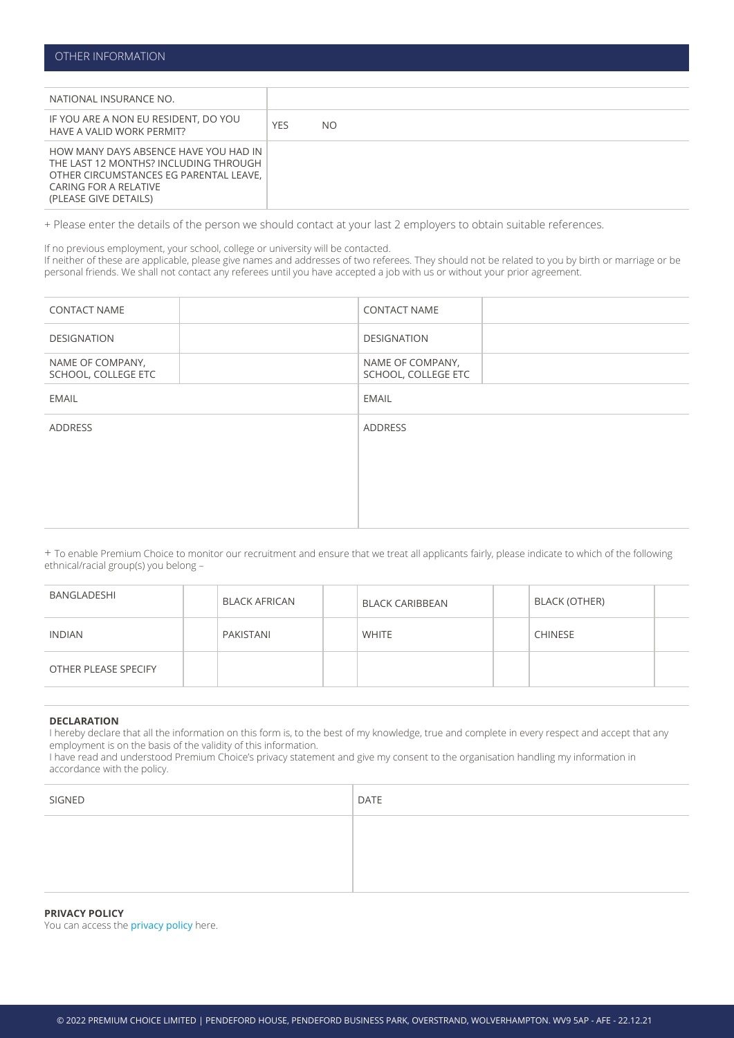## OTHER INFORMATION

| | |
|---|---|
| NATIONAL INSURANCE NO. | |
| IF YOU ARE A NON EU RESIDENT, DO YOU HAVE A VALID WORK PERMIT? | YES NO |
| HOW MANY DAYS ABSENCE HAVE YOU HAD IN THE LAST 12 MONTHS? INCLUDING THROUGH OTHER CIRCUMSTANCES EG PARENTAL LEAVE, CARING FOR A RELATIVE (PLEASE GIVE DETAILS) | |

+ Please enter the details of the person we should contact at your last 2 employers to obtain suitable references.

If no previous employment, your school, college or university will be contacted.
If neither of these are applicable, please give names and addresses of two referees. They should not be related to you by birth or marriage or be personal friends. We shall not contact any referees until you have accepted a job with us or without your prior agreement.

| | | | |
|---|---|---|---|
| CONTACT NAME | | CONTACT NAME | |
| DESIGNATION | | DESIGNATION | |
| NAME OF COMPANY, SCHOOL, COLLEGE ETC | | NAME OF COMPANY, SCHOOL, COLLEGE ETC | |
| EMAIL | | EMAIL | |
| ADDRESS | | ADDRESS | |

+ To enable Premium Choice to monitor our recruitment and ensure that we treat all applicants fairly, please indicate to which of the following ethnical/racial group(s) you belong –

| | | | | | | | |
|---|---|---|---|---|---|---|---|
| BANGLADESHI | | BLACK AFRICAN | | BLACK CARIBBEAN | | BLACK (OTHER) | |
| INDIAN | | PAKISTANI | | WHITE | | CHINESE | |
| OTHER PLEASE SPECIFY | | | | | | | |

**DECLARATION**
I hereby declare that all the information on this form is, to the best of my knowledge, true and complete in every respect and accept that any employment is on the basis of the validity of this information.
I have read and understood Premium Choice's privacy statement and give my consent to the organisation handling my information in accordance with the policy.

| SIGNED | DATE |
|---|---|
| | |

**PRIVACY POLICY**
You can access the privacy policy here.

© 2022 PREMIUM CHOICE LIMITED | PENDEFORD HOUSE, PENDEFORD BUSINESS PARK, OVERSTRAND, WOLVERHAMPTON. WV9 5AP - AFE - 22.12.21